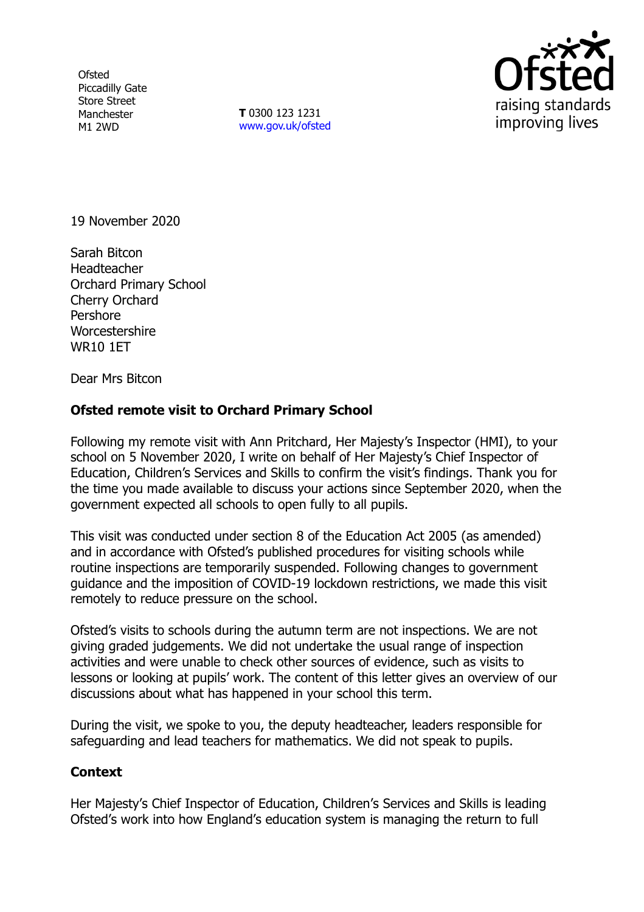Ofsted
Piccadilly Gate
Store Street
Manchester
M1 2WD

**T** 0300 123 1231
www.gov.uk/ofsted

19 November 2020

Sarah Bitcon
Headteacher
Orchard Primary School
Cherry Orchard
Pershore
Worcestershire
WR10 1ET

Dear Mrs Bitcon

**Ofsted remote visit to Orchard Primary School**

Following my remote visit with Ann Pritchard, Her Majesty's Inspector (HMI), to your school on 5 November 2020, I write on behalf of Her Majesty's Chief Inspector of Education, Children's Services and Skills to confirm the visit's findings. Thank you for the time you made available to discuss your actions since September 2020, when the government expected all schools to open fully to all pupils.

This visit was conducted under section 8 of the Education Act 2005 (as amended) and in accordance with Ofsted's published procedures for visiting schools while routine inspections are temporarily suspended. Following changes to government guidance and the imposition of COVID-19 lockdown restrictions, we made this visit remotely to reduce pressure on the school.

Ofsted's visits to schools during the autumn term are not inspections. We are not giving graded judgements. We did not undertake the usual range of inspection activities and were unable to check other sources of evidence, such as visits to lessons or looking at pupils' work. The content of this letter gives an overview of our discussions about what has happened in your school this term.

During the visit, we spoke to you, the deputy headteacher, leaders responsible for safeguarding and lead teachers for mathematics. We did not speak to pupils.

**Context**

Her Majesty's Chief Inspector of Education, Children's Services and Skills is leading Ofsted's work into how England's education system is managing the return to full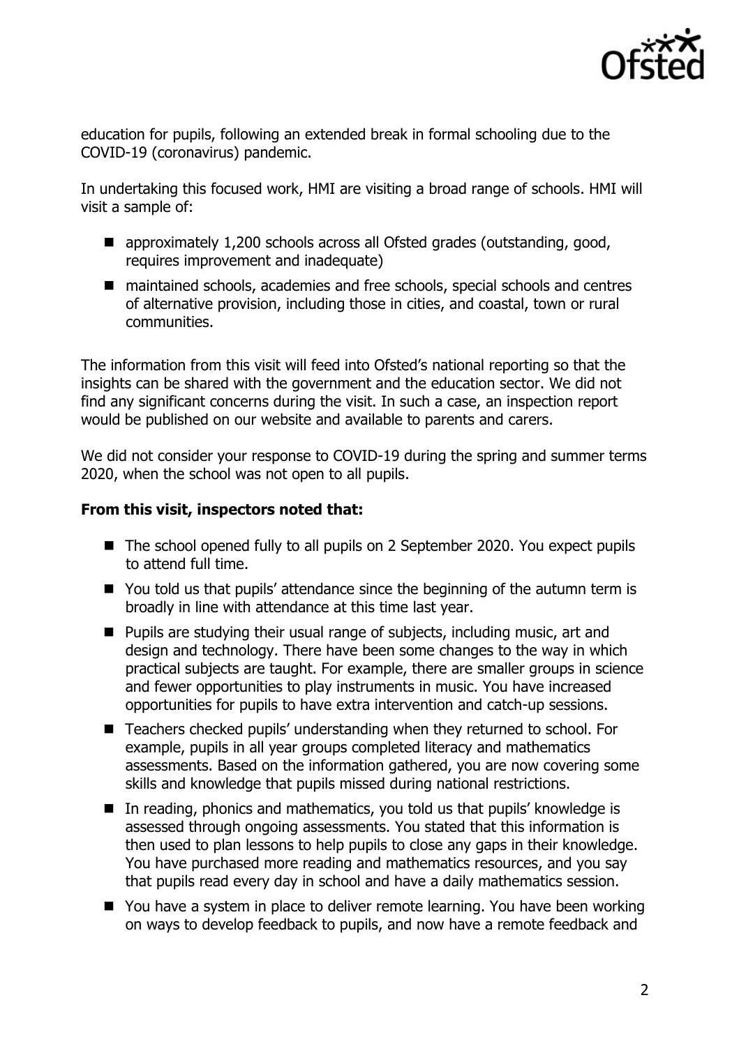education for pupils, following an extended break in formal schooling due to the COVID-19 (coronavirus) pandemic.

In undertaking this focused work, HMI are visiting a broad range of schools. HMI will visit a sample of:

- approximately 1,200 schools across all Ofsted grades (outstanding, good, requires improvement and inadequate)
- maintained schools, academies and free schools, special schools and centres of alternative provision, including those in cities, and coastal, town or rural communities.

The information from this visit will feed into Ofsted's national reporting so that the insights can be shared with the government and the education sector. We did not find any significant concerns during the visit. In such a case, an inspection report would be published on our website and available to parents and carers.

We did not consider your response to COVID-19 during the spring and summer terms 2020, when the school was not open to all pupils.

**From this visit, inspectors noted that:**

- The school opened fully to all pupils on 2 September 2020. You expect pupils to attend full time.
- You told us that pupils' attendance since the beginning of the autumn term is broadly in line with attendance at this time last year.
- Pupils are studying their usual range of subjects, including music, art and design and technology. There have been some changes to the way in which practical subjects are taught. For example, there are smaller groups in science and fewer opportunities to play instruments in music. You have increased opportunities for pupils to have extra intervention and catch-up sessions.
- Teachers checked pupils' understanding when they returned to school. For example, pupils in all year groups completed literacy and mathematics assessments. Based on the information gathered, you are now covering some skills and knowledge that pupils missed during national restrictions.
- In reading, phonics and mathematics, you told us that pupils' knowledge is assessed through ongoing assessments. You stated that this information is then used to plan lessons to help pupils to close any gaps in their knowledge. You have purchased more reading and mathematics resources, and you say that pupils read every day in school and have a daily mathematics session.
- You have a system in place to deliver remote learning. You have been working on ways to develop feedback to pupils, and now have a remote feedback and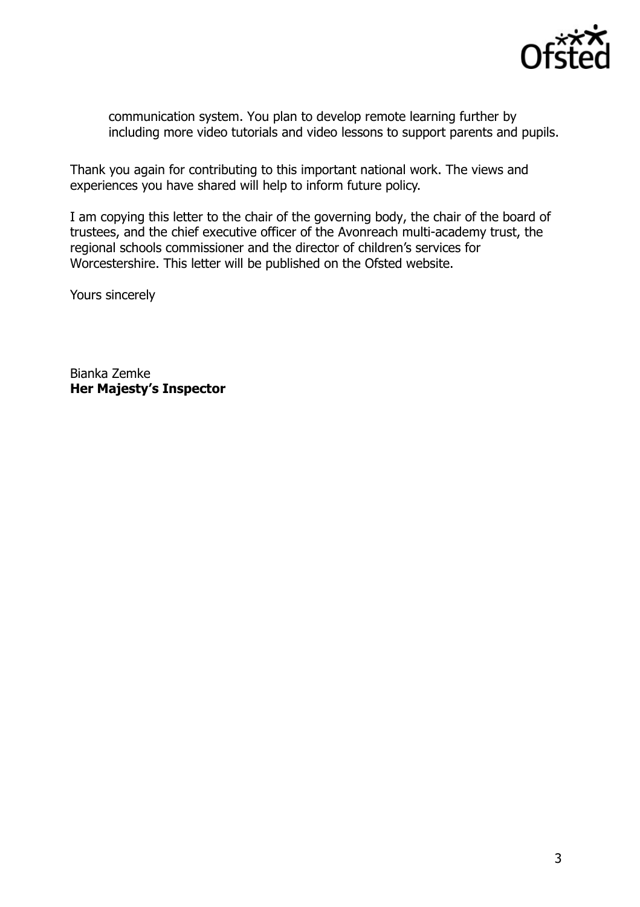communication system. You plan to develop remote learning further by including more video tutorials and video lessons to support parents and pupils.

Thank you again for contributing to this important national work. The views and experiences you have shared will help to inform future policy.

I am copying this letter to the chair of the governing body, the chair of the board of trustees, and the chief executive officer of the Avonreach multi-academy trust, the regional schools commissioner and the director of children's services for Worcestershire. This letter will be published on the Ofsted website.

Yours sincerely

Bianka Zemke
**Her Majesty's Inspector**